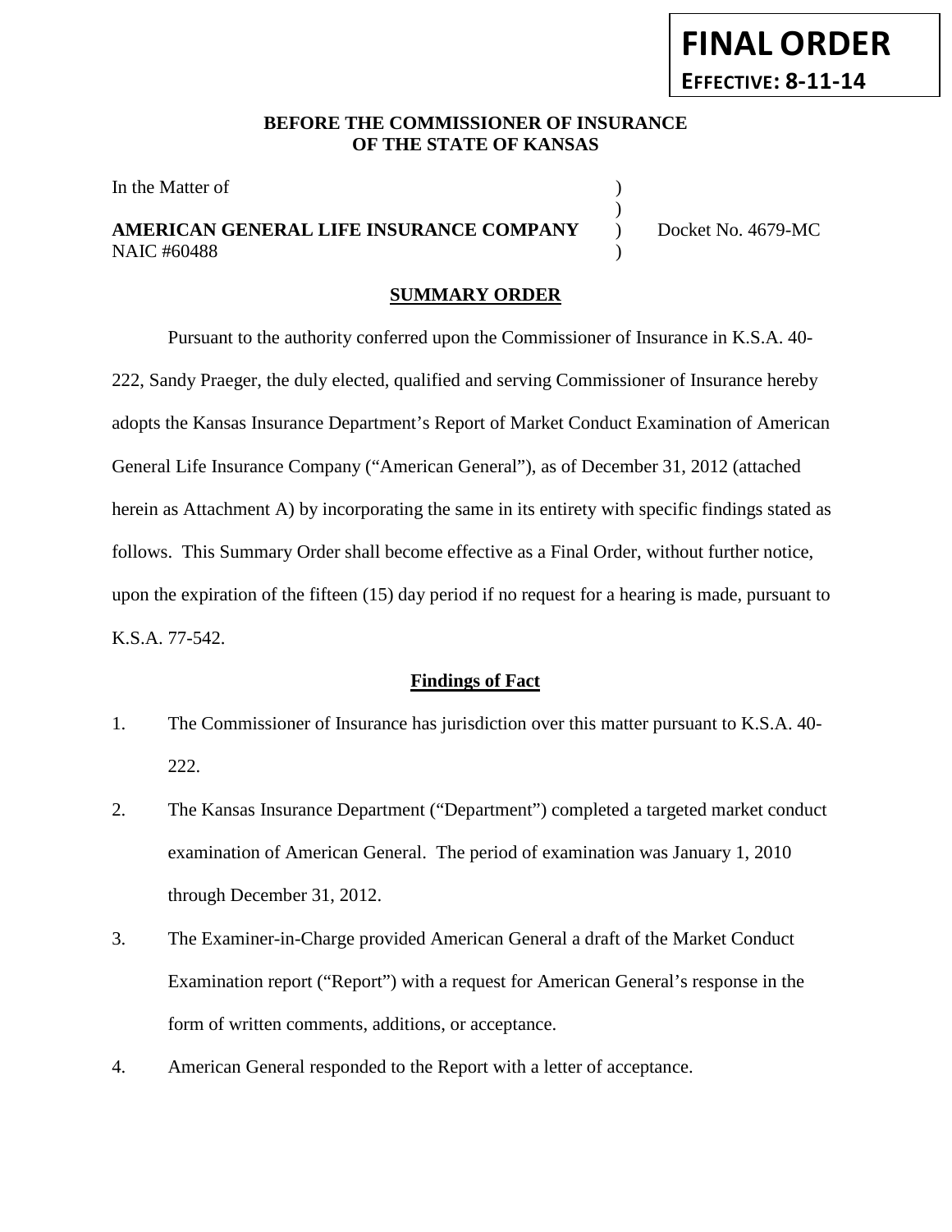**FINAL ORDER**
**EFFECTIVE: 8-11-14**

**BEFORE THE COMMISSIONER OF INSURANCE**
**OF THE STATE OF KANSAS**

In the Matter of )
)
**AMERICAN GENERAL LIFE INSURANCE COMPANY** ) Docket No. 4679-MC
NAIC #60488 )

## SUMMARY ORDER

Pursuant to the authority conferred upon the Commissioner of Insurance in K.S.A. 40-222, Sandy Praeger, the duly elected, qualified and serving Commissioner of Insurance hereby adopts the Kansas Insurance Department's Report of Market Conduct Examination of American General Life Insurance Company ("American General"), as of December 31, 2012 (attached herein as Attachment A) by incorporating the same in its entirety with specific findings stated as follows. This Summary Order shall become effective as a Final Order, without further notice, upon the expiration of the fifteen (15) day period if no request for a hearing is made, pursuant to K.S.A. 77-542.

### Findings of Fact

1. The Commissioner of Insurance has jurisdiction over this matter pursuant to K.S.A. 40-222.
2. The Kansas Insurance Department ("Department") completed a targeted market conduct examination of American General. The period of examination was January 1, 2010 through December 31, 2012.
3. The Examiner-in-Charge provided American General a draft of the Market Conduct Examination report ("Report") with a request for American General's response in the form of written comments, additions, or acceptance.
4. American General responded to the Report with a letter of acceptance.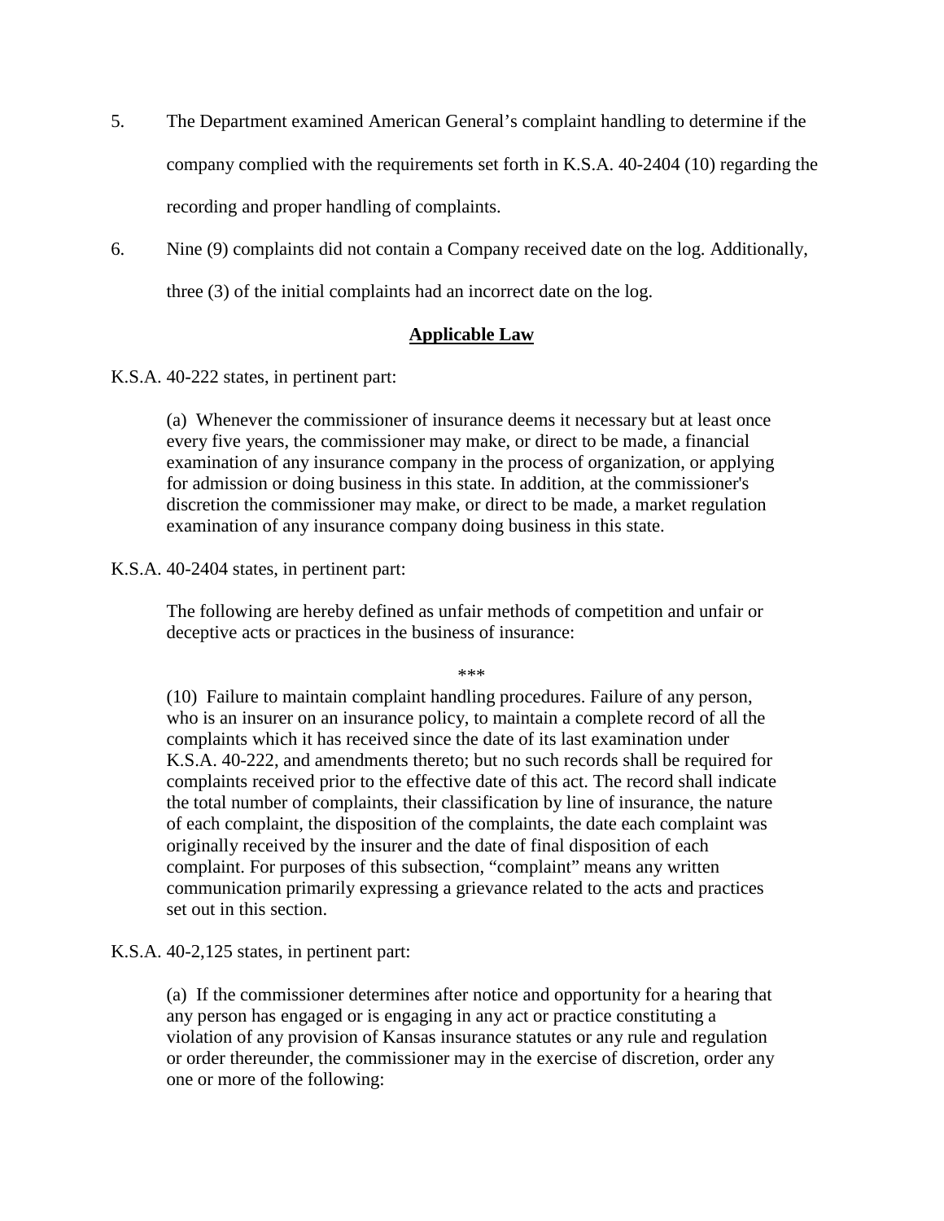5. The Department examined American General's complaint handling to determine if the company complied with the requirements set forth in K.S.A. 40-2404 (10) regarding the recording and proper handling of complaints.

6. Nine (9) complaints did not contain a Company received date on the log. Additionally, three (3) of the initial complaints had an incorrect date on the log.

## **Applicable Law**

K.S.A. 40-222 states, in pertinent part:

> (a) Whenever the commissioner of insurance deems it necessary but at least once every five years, the commissioner may make, or direct to be made, a financial examination of any insurance company in the process of organization, or applying for admission or doing business in this state. In addition, at the commissioner's discretion the commissioner may make, or direct to be made, a market regulation examination of any insurance company doing business in this state.

K.S.A. 40-2404 states, in pertinent part:

> The following are hereby defined as unfair methods of competition and unfair or deceptive acts or practices in the business of insurance:
>
> ***
>
> (10) Failure to maintain complaint handling procedures. Failure of any person, who is an insurer on an insurance policy, to maintain a complete record of all the complaints which it has received since the date of its last examination under K.S.A. 40-222, and amendments thereto; but no such records shall be required for complaints received prior to the effective date of this act. The record shall indicate the total number of complaints, their classification by line of insurance, the nature of each complaint, the disposition of the complaints, the date each complaint was originally received by the insurer and the date of final disposition of each complaint. For purposes of this subsection, "complaint" means any written communication primarily expressing a grievance related to the acts and practices set out in this section.

K.S.A. 40-2,125 states, in pertinent part:

> (a) If the commissioner determines after notice and opportunity for a hearing that any person has engaged or is engaging in any act or practice constituting a violation of any provision of Kansas insurance statutes or any rule and regulation or order thereunder, the commissioner may in the exercise of discretion, order any one or more of the following: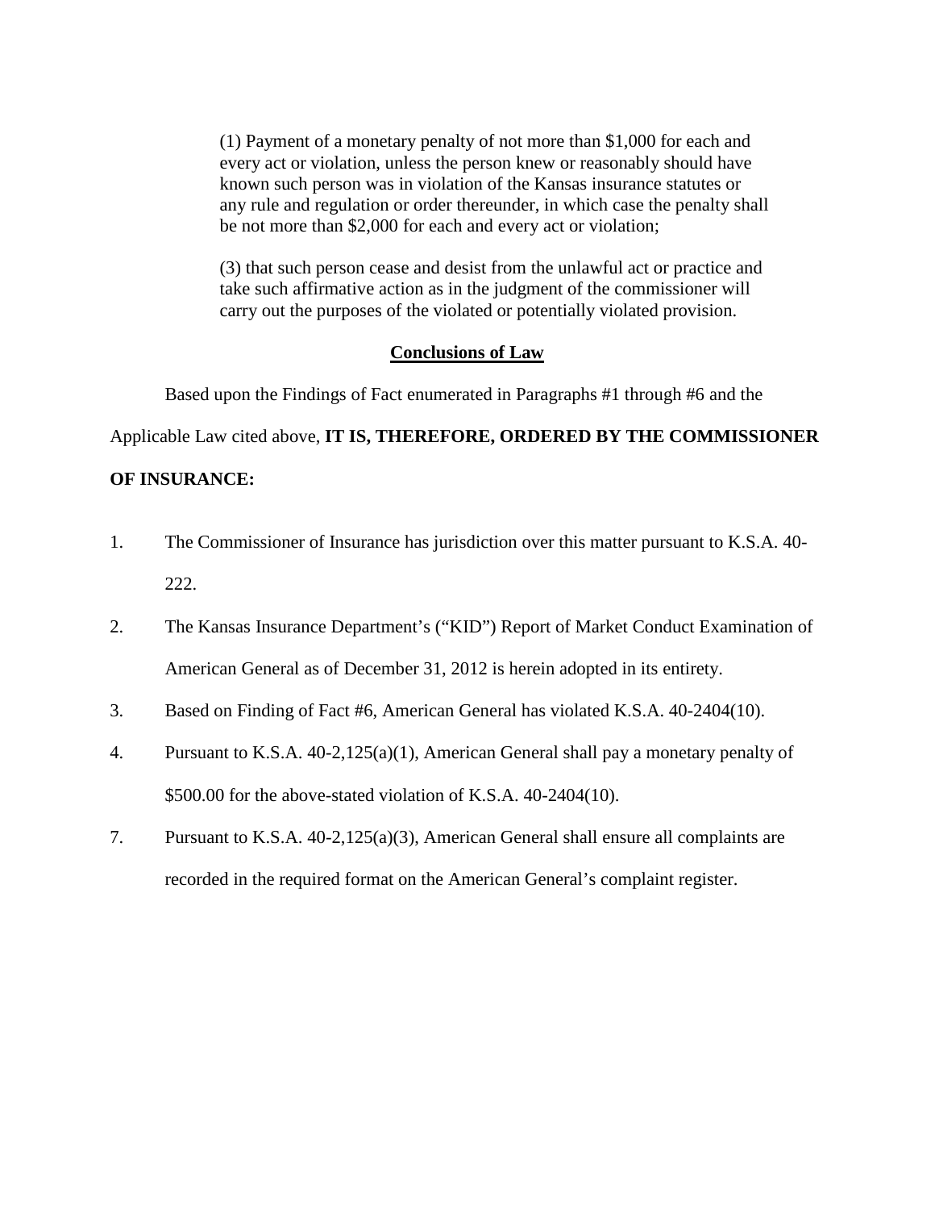> (1) Payment of a monetary penalty of not more than $1,000 for each and every act or violation, unless the person knew or reasonably should have known such person was in violation of the Kansas insurance statutes or any rule and regulation or order thereunder, in which case the penalty shall be not more than $2,000 for each and every act or violation;
>
> (3) that such person cease and desist from the unlawful act or practice and take such affirmative action as in the judgment of the commissioner will carry out the purposes of the violated or potentially violated provision.

## Conclusions of Law

Based upon the Findings of Fact enumerated in Paragraphs #1 through #6 and the Applicable Law cited above, **IT IS, THEREFORE, ORDERED BY THE COMMISSIONER OF INSURANCE:**

1. The Commissioner of Insurance has jurisdiction over this matter pursuant to K.S.A. 40-222.

2. The Kansas Insurance Department's ("KID") Report of Market Conduct Examination of American General as of December 31, 2012 is herein adopted in its entirety.

3. Based on Finding of Fact #6, American General has violated K.S.A. 40-2404(10).

4. Pursuant to K.S.A. 40-2,125(a)(1), American General shall pay a monetary penalty of $500.00 for the above-stated violation of K.S.A. 40-2404(10).

7. Pursuant to K.S.A. 40-2,125(a)(3), American General shall ensure all complaints are recorded in the required format on the American General's complaint register.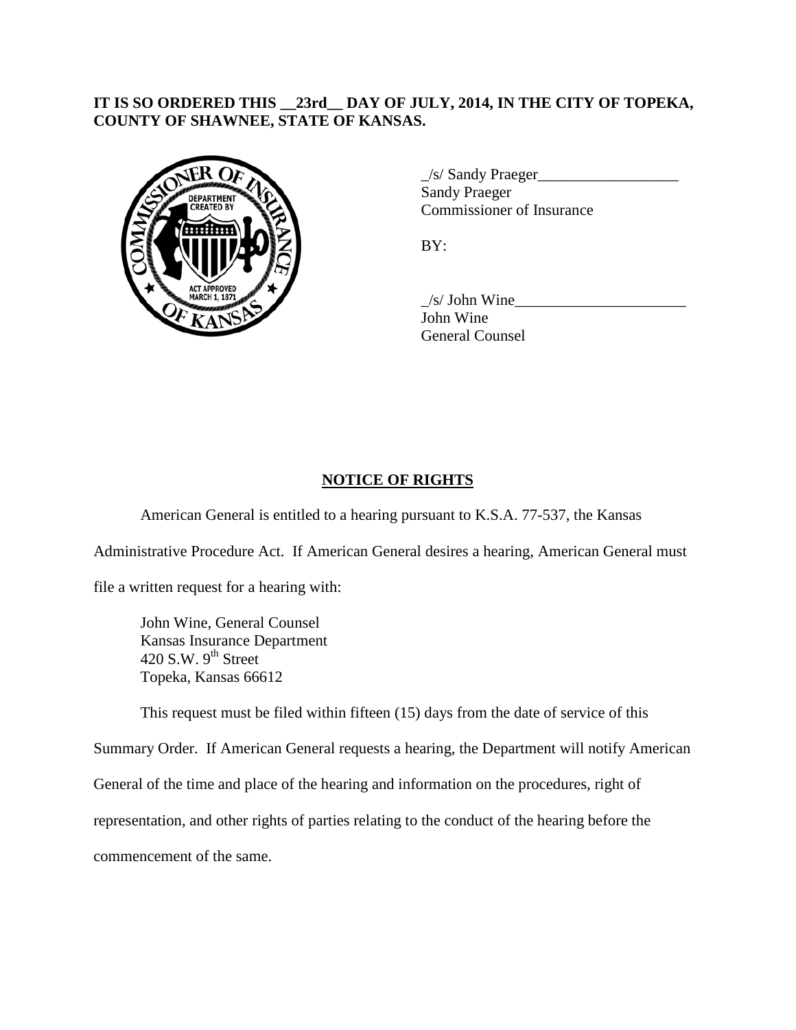**IT IS SO ORDERED THIS __23rd__ DAY OF JULY, 2014, IN THE CITY OF TOPEKA, COUNTY OF SHAWNEE, STATE OF KANSAS.**

_/s/ Sandy Praeger__________________
Sandy Praeger
Commissioner of Insurance

BY:

_/s/ John Wine______________________
John Wine
General Counsel

## NOTICE OF RIGHTS

American General is entitled to a hearing pursuant to K.S.A. 77-537, the Kansas Administrative Procedure Act. If American General desires a hearing, American General must file a written request for a hearing with:

John Wine, General Counsel
Kansas Insurance Department
420 S.W. 9th Street
Topeka, Kansas 66612

This request must be filed within fifteen (15) days from the date of service of this Summary Order. If American General requests a hearing, the Department will notify American General of the time and place of the hearing and information on the procedures, right of representation, and other rights of parties relating to the conduct of the hearing before the commencement of the same.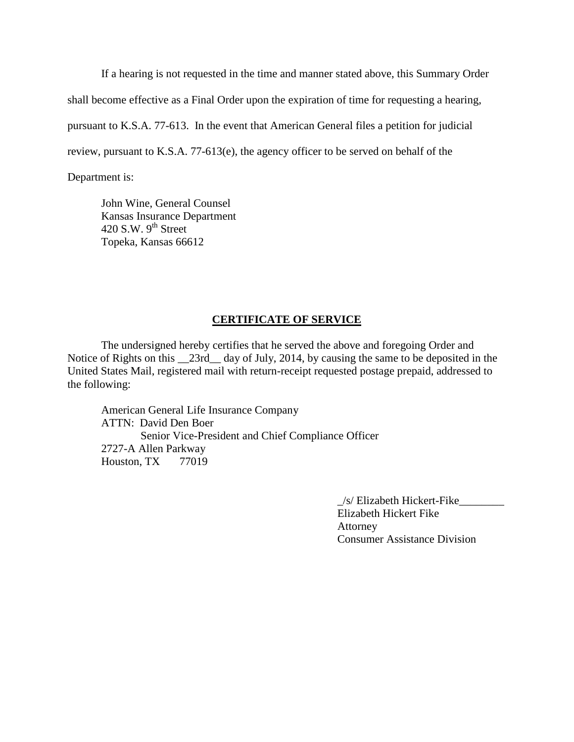If a hearing is not requested in the time and manner stated above, this Summary Order shall become effective as a Final Order upon the expiration of time for requesting a hearing, pursuant to K.S.A. 77-613. In the event that American General files a petition for judicial review, pursuant to K.S.A. 77-613(e), the agency officer to be served on behalf of the Department is:

John Wine, General Counsel
Kansas Insurance Department
420 S.W. 9th Street
Topeka, Kansas 66612

## CERTIFICATE OF SERVICE

The undersigned hereby certifies that he served the above and foregoing Order and Notice of Rights on this __23rd__ day of July, 2014, by causing the same to be deposited in the United States Mail, registered mail with return-receipt requested postage prepaid, addressed to the following:

American General Life Insurance Company
ATTN: David Den Boer
Senior Vice-President and Chief Compliance Officer
2727-A Allen Parkway
Houston, TX 77019

_/s/ Elizabeth Hickert-Fike________
Elizabeth Hickert Fike
Attorney
Consumer Assistance Division